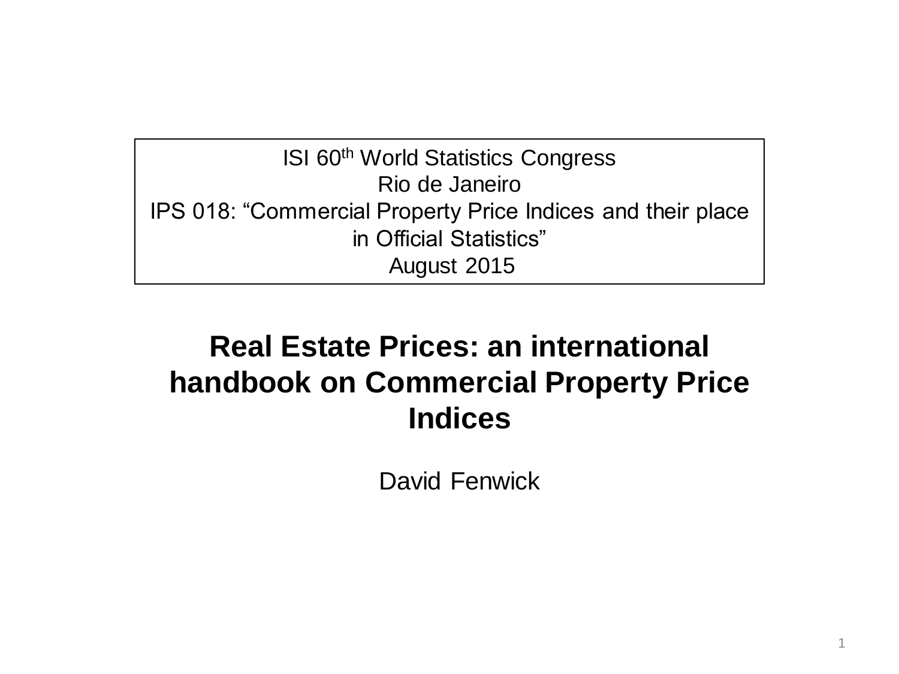ISI 60th World Statistics Congress
Rio de Janeiro
IPS 018: “Commercial Property Price Indices and their place in Official Statistics”
August 2015

# Real Estate Prices: an international handbook on Commercial Property Price Indices

David Fenwick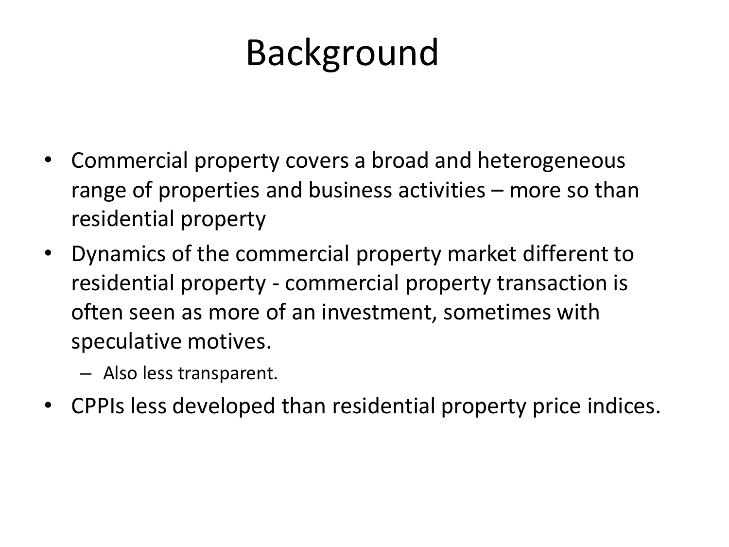# Background

- Commercial property covers a broad and heterogeneous range of properties and business activities – more so than residential property
- Dynamics of the commercial property market different to residential property - commercial property transaction is often seen as more of an investment, sometimes with speculative motives.
  - Also less transparent.
- CPPIs less developed than residential property price indices.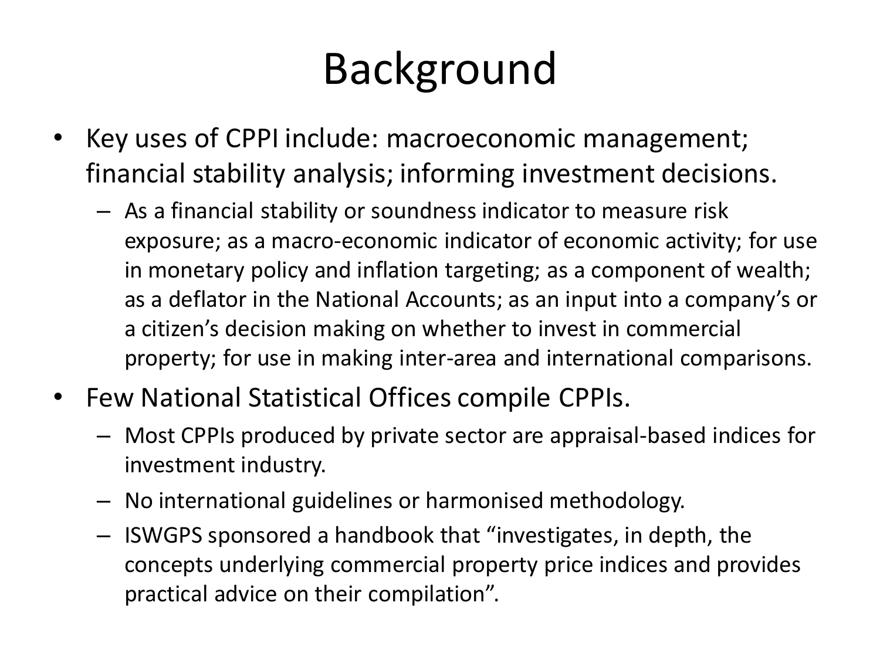# Background

- Key uses of CPPI include: macroeconomic management; financial stability analysis; informing investment decisions.
  - As a financial stability or soundness indicator to measure risk exposure; as a macro-economic indicator of economic activity; for use in monetary policy and inflation targeting; as a component of wealth; as a deflator in the National Accounts; as an input into a company's or a citizen's decision making on whether to invest in commercial property; for use in making inter-area and international comparisons.
- Few National Statistical Offices compile CPPIs.
  - Most CPPIs produced by private sector are appraisal-based indices for investment industry.
  - No international guidelines or harmonised methodology.
  - ISWGPS sponsored a handbook that "investigates, in depth, the concepts underlying commercial property price indices and provides practical advice on their compilation".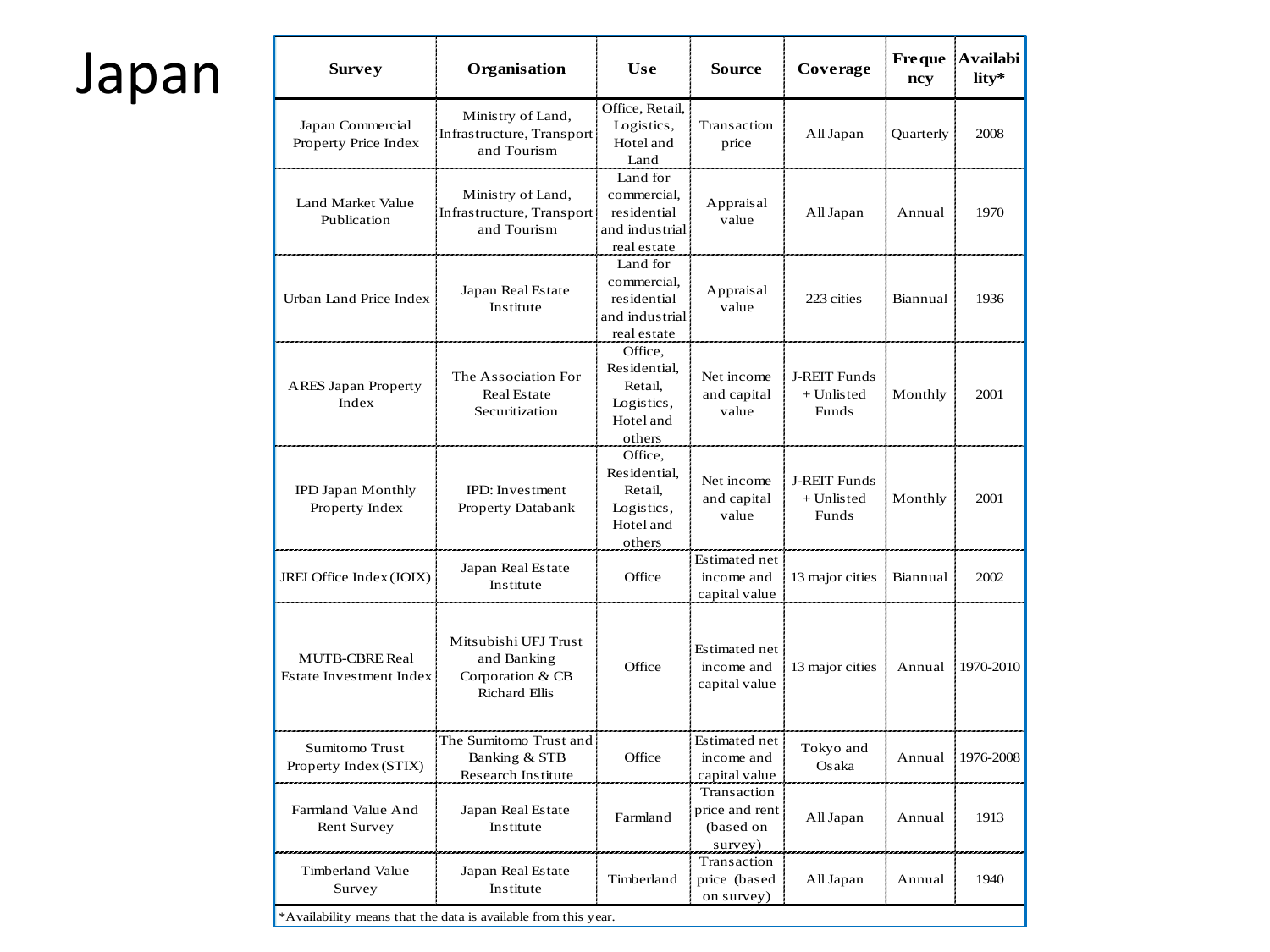# Japan

| Survey | Organisation | Use | Source | Coverage | Frequency | Availability* |
|---|---|---|---|---|---|---|
| Japan Commercial Property Price Index | Ministry of Land, Infrastructure, Transport and Tourism | Office, Retail, Logistics, Hotel and Land | Transaction price | All Japan | Quarterly | 2008 |
| Land Market Value Publication | Ministry of Land, Infrastructure, Transport and Tourism | Land for commercial, residential and industrial real estate | Appraisal value | All Japan | Annual | 1970 |
| Urban Land Price Index | Japan Real Estate Institute | Land for commercial, residential and industrial real estate | Appraisal value | 223 cities | Biannual | 1936 |
| ARES Japan Property Index | The Association For Real Estate Securitization | Office, Residential, Retail, Logistics, Hotel and others | Net income and capital value | J-REIT Funds + Unlisted Funds | Monthly | 2001 |
| IPD Japan Monthly Property Index | IPD: Investment Property Databank | Office, Residential, Retail, Logistics, Hotel and others | Net income and capital value | J-REIT Funds + Unlisted Funds | Monthly | 2001 |
| JREI Office Index (JOIX) | Japan Real Estate Institute | Office | Estimated net income and capital value | 13 major cities | Biannual | 2002 |
| MUTB-CBRE Real Estate Investment Index | Mitsubishi UFJ Trust and Banking Corporation & CB Richard Ellis | Office | Estimated net income and capital value | 13 major cities | Annual | 1970-2010 |
| Sumitomo Trust Property Index (STIX) | The Sumitomo Trust and Banking & STB Research Institute | Office | Estimated net income and capital value | Tokyo and Osaka | Annual | 1976-2008 |
| Farmland Value And Rent Survey | Japan Real Estate Institute | Farmland | Transaction price and rent (based on survey) | All Japan | Annual | 1913 |
| Timberland Value Survey | Japan Real Estate Institute | Timberland | Transaction price (based on survey) | All Japan | Annual | 1940 |

*Availability means that the data is available from this year.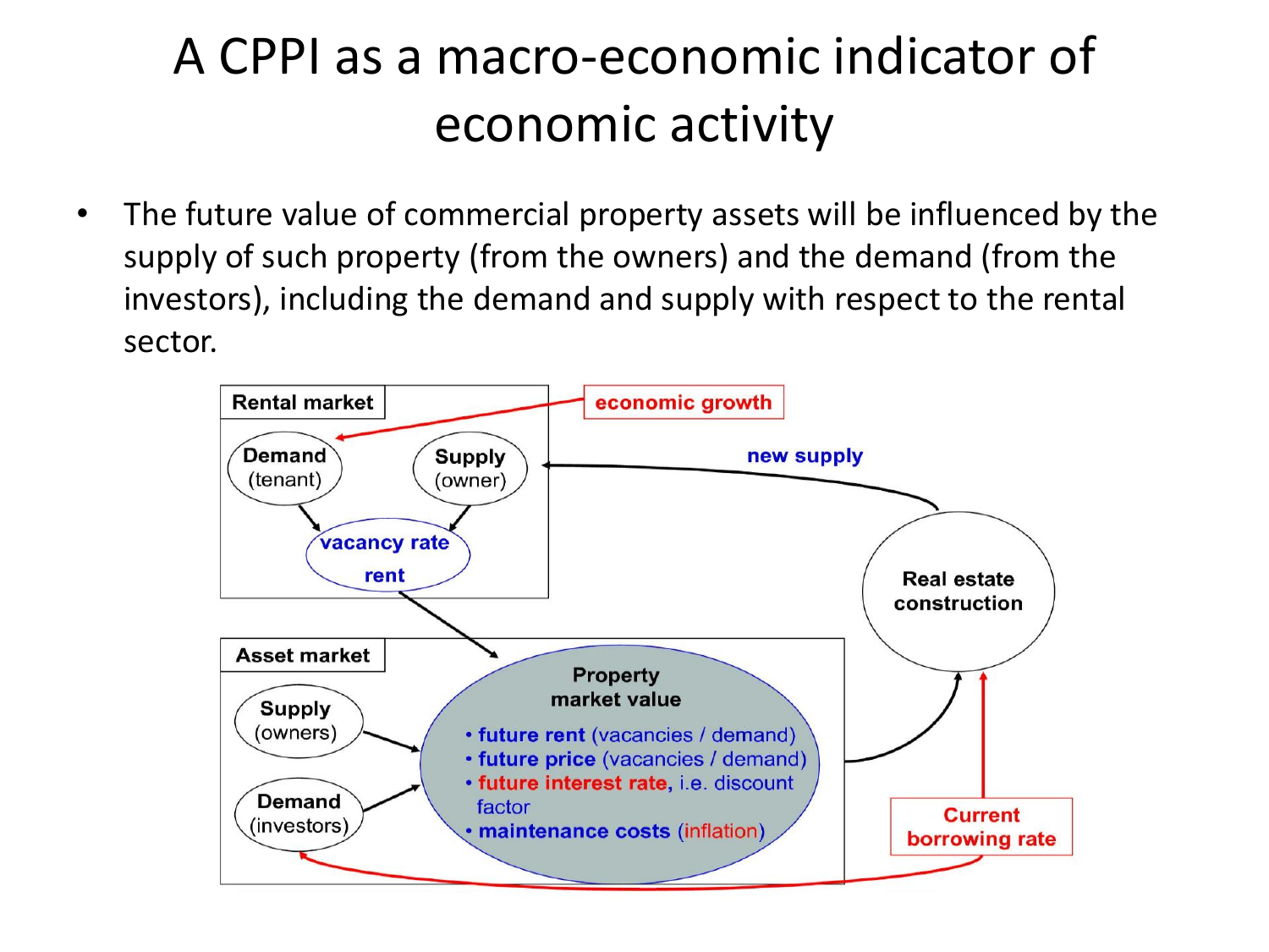# A CPPI as a macro-economic indicator of economic activity

- The future value of commercial property assets will be influenced by the supply of such property (from the owners) and the demand (from the investors), including the demand and supply with respect to the rental sector.

Rental market

economic growth

Demand (tenant)

Supply (owner)

new supply

vacancy rate

rent

Real estate construction

Asset market

Property market value

- future rent (vacancies / demand)
- future price (vacancies / demand)
- future interest rate, i.e. discount factor
- maintenance costs (inflation)

Supply (owners)

Demand (investors)

Current borrowing rate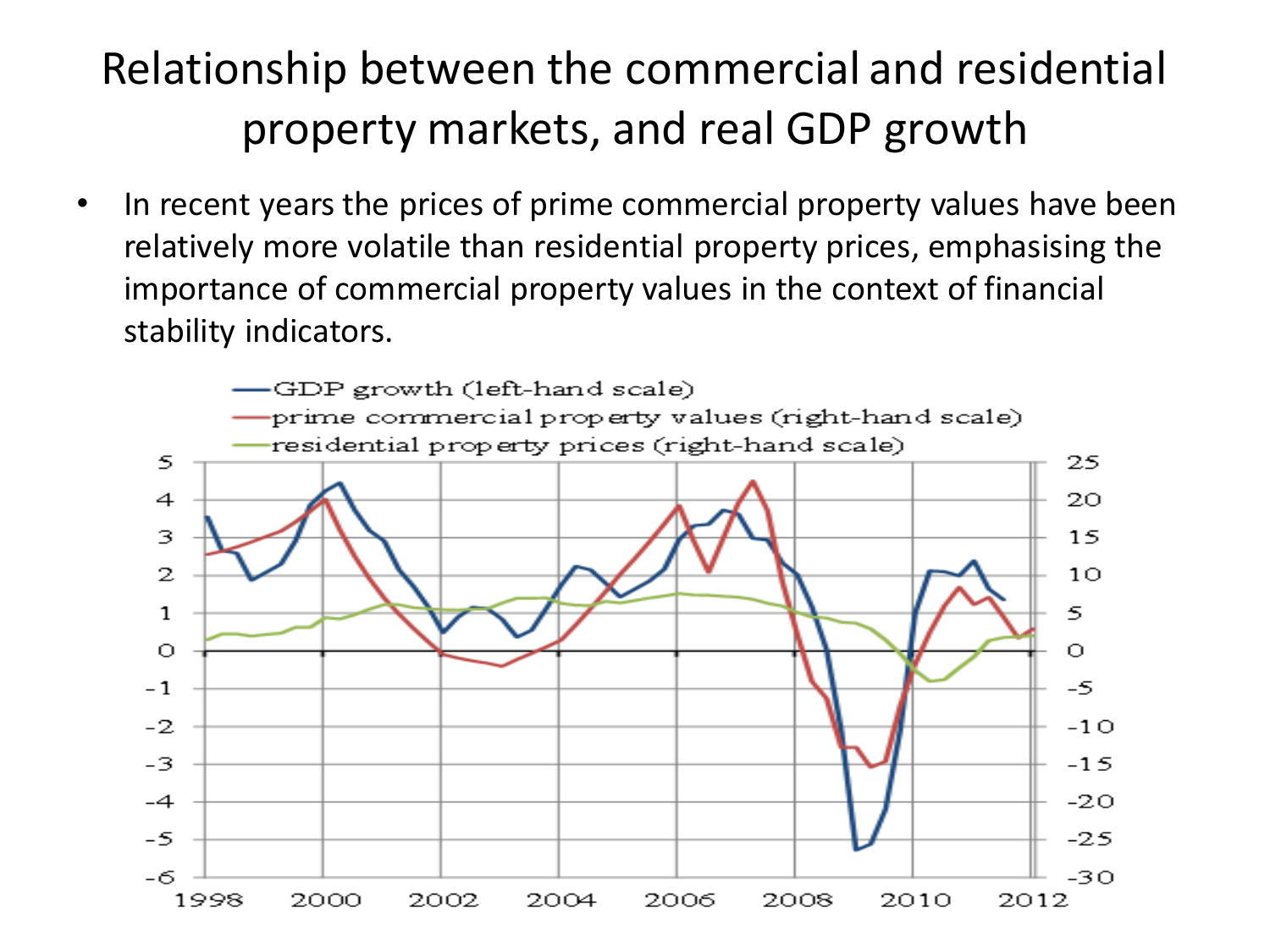# Relationship between the commercial and residential property markets, and real GDP growth

- In recent years the prices of prime commercial property values have been relatively more volatile than residential property prices, emphasising the importance of commercial property values in the context of financial stability indicators.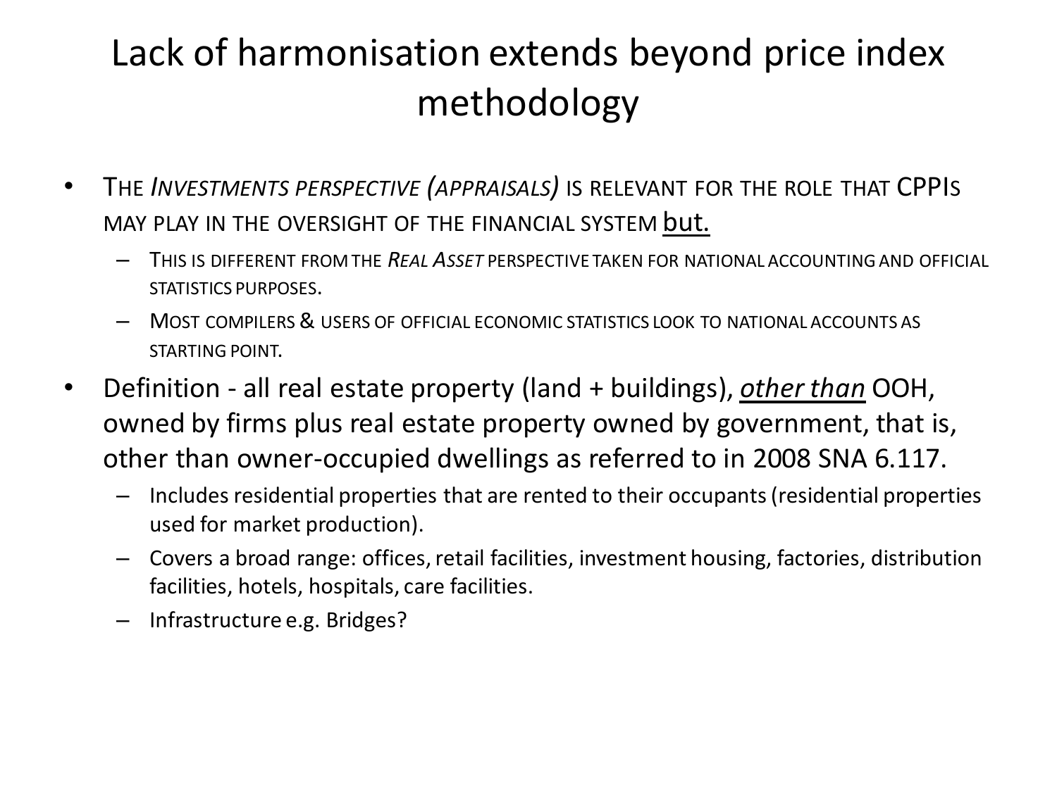# Lack of harmonisation extends beyond price index methodology

- The *Investments perspective (appraisals)* is relevant for the role that CPPIs may play in the oversight of the financial system but.
  - This is different from the *Real Asset* perspective taken for national accounting and official statistics purposes.
  - Most compilers & users of official economic statistics look to national accounts as starting point.
- Definition - all real estate property (land + buildings), ***other than*** OOH, owned by firms plus real estate property owned by government, that is, other than owner-occupied dwellings as referred to in 2008 SNA 6.117.
  - Includes residential properties that are rented to their occupants (residential properties used for market production).
  - Covers a broad range: offices, retail facilities, investment housing, factories, distribution facilities, hotels, hospitals, care facilities.
  - Infrastructure e.g. Bridges?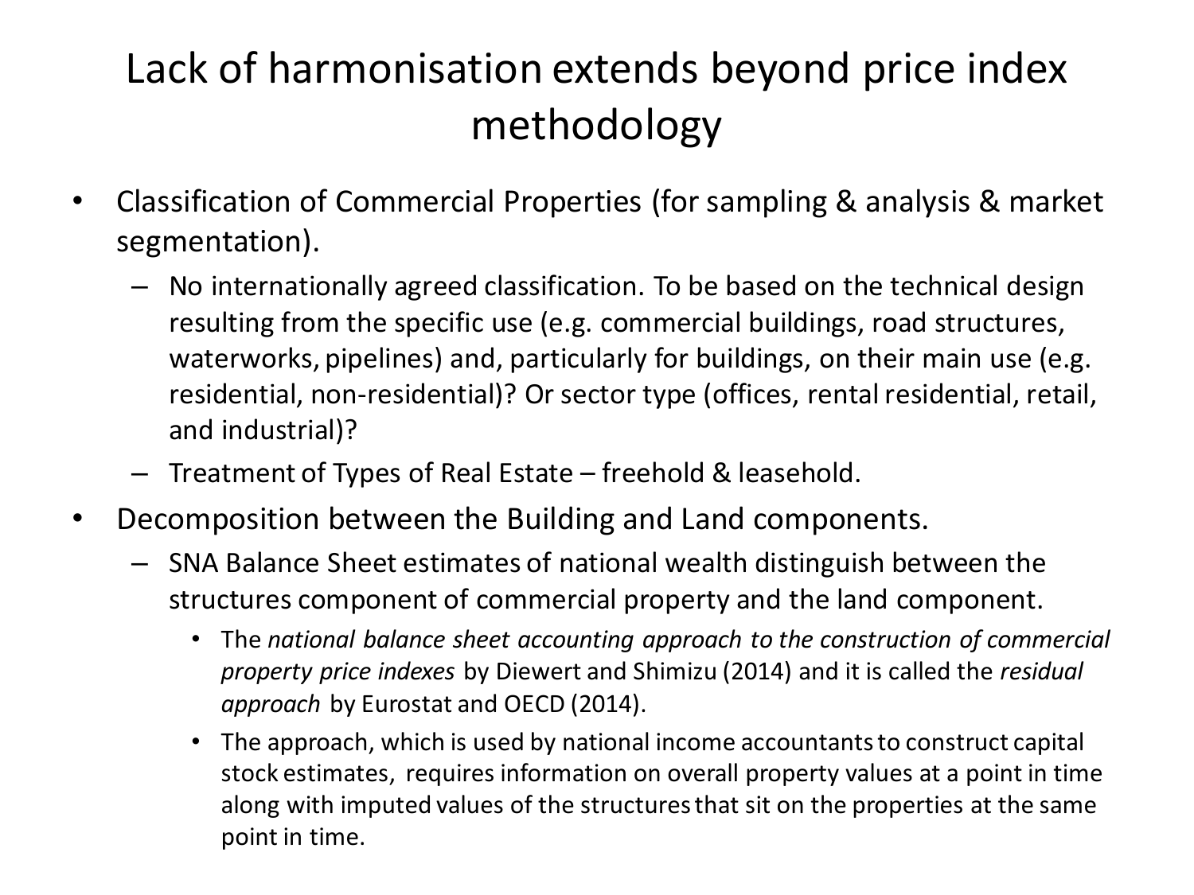# Lack of harmonisation extends beyond price index methodology

- Classification of Commercial Properties (for sampling & analysis & market segmentation).
  - No internationally agreed classification. To be based on the technical design resulting from the specific use (e.g. commercial buildings, road structures, waterworks, pipelines) and, particularly for buildings, on their main use (e.g. residential, non-residential)? Or sector type (offices, rental residential, retail, and industrial)?
  - Treatment of Types of Real Estate – freehold & leasehold.
- Decomposition between the Building and Land components.
  - SNA Balance Sheet estimates of national wealth distinguish between the structures component of commercial property and the land component.
    - The *national balance sheet accounting approach to the construction of commercial property price indexes* by Diewert and Shimizu (2014) and it is called the *residual approach* by Eurostat and OECD (2014).
    - The approach, which is used by national income accountants to construct capital stock estimates, requires information on overall property values at a point in time along with imputed values of the structures that sit on the properties at the same point in time.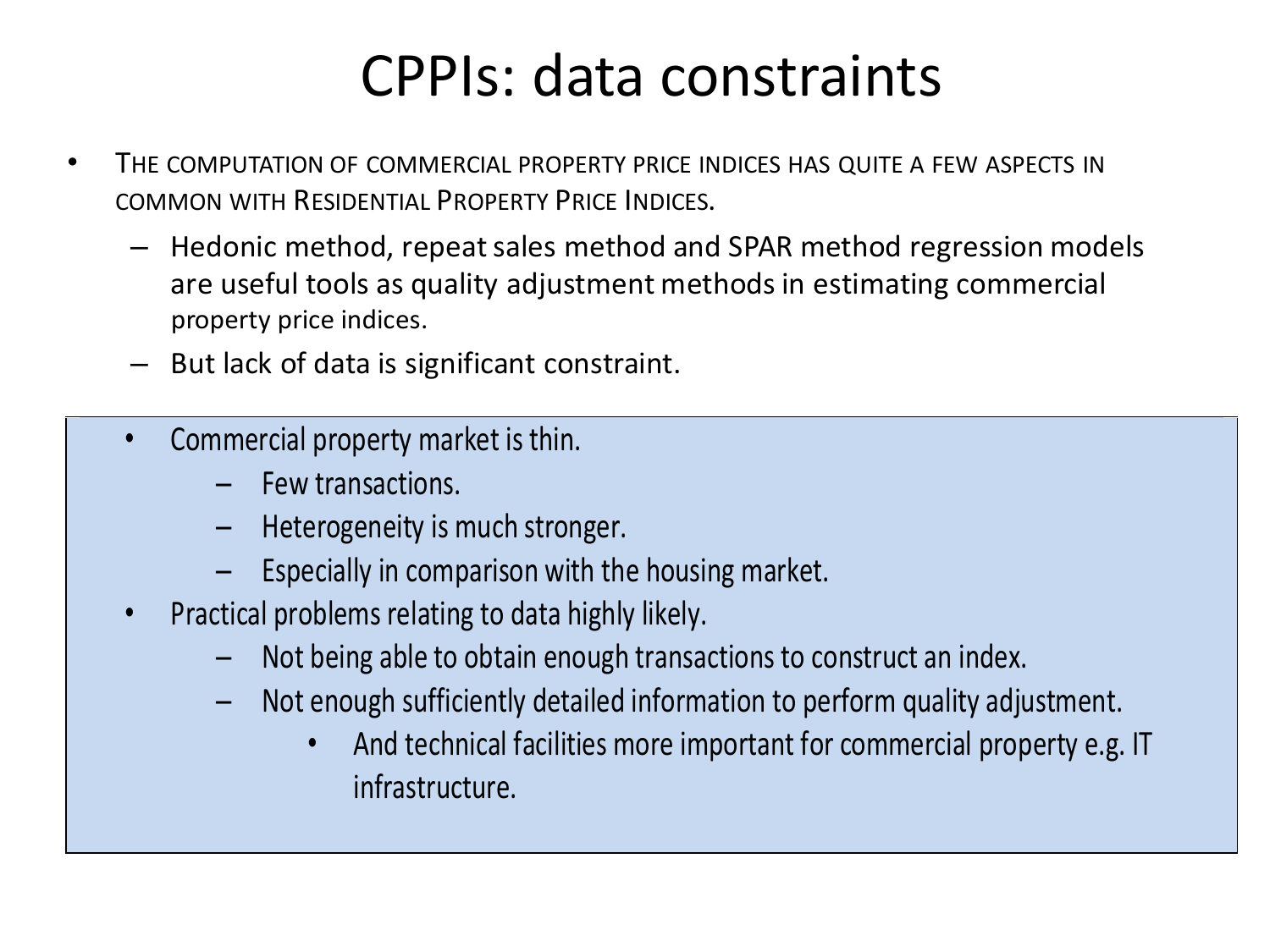# CPPIs: data constraints

- THE COMPUTATION OF COMMERCIAL PROPERTY PRICE INDICES HAS QUITE A FEW ASPECTS IN COMMON WITH RESIDENTIAL PROPERTY PRICE INDICES.
  - Hedonic method, repeat sales method and SPAR method regression models are useful tools as quality adjustment methods in estimating commercial property price indices.
  - But lack of data is significant constraint.

- Commercial property market is thin.
  - Few transactions.
  - Heterogeneity is much stronger.
  - Especially in comparison with the housing market.
- Practical problems relating to data highly likely.
  - Not being able to obtain enough transactions to construct an index.
  - Not enough sufficiently detailed information to perform quality adjustment.
    - And technical facilities more important for commercial property e.g. IT infrastructure.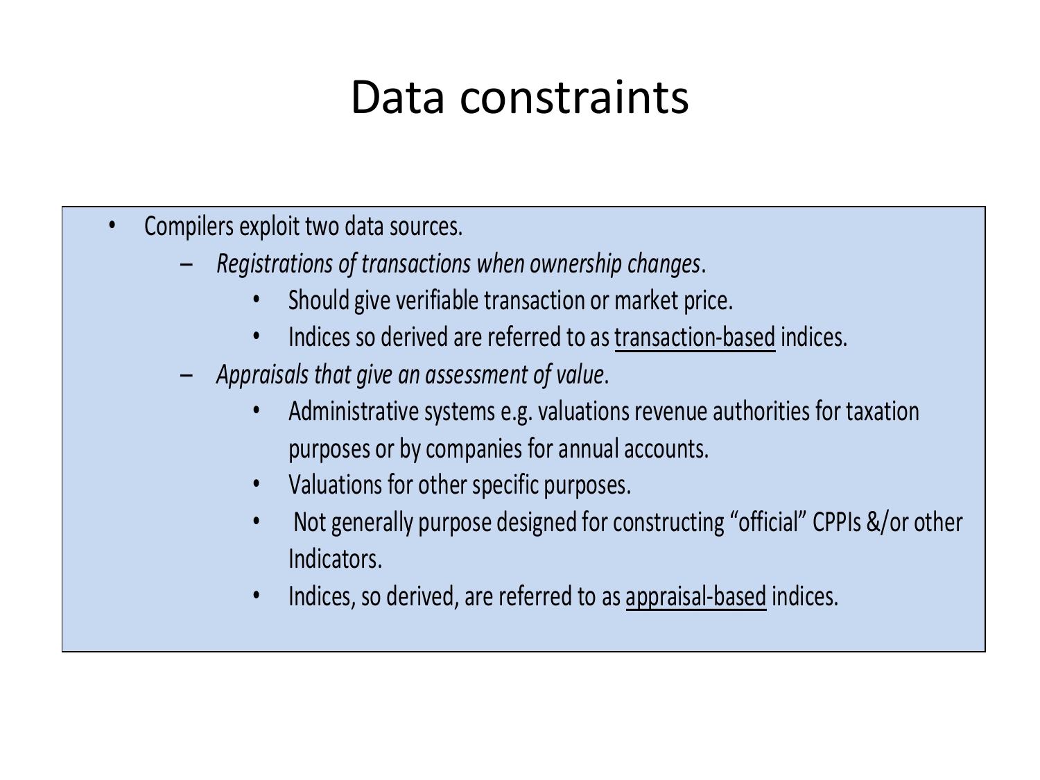# Data constraints

- Compilers exploit two data sources.
  - *Registrations of transactions when ownership changes*.
    - Should give verifiable transaction or market price.
    - Indices so derived are referred to as <u>transaction-based</u> indices.
  - *Appraisals that give an assessment of value*.
    - Administrative systems e.g. valuations revenue authorities for taxation purposes or by companies for annual accounts.
    - Valuations for other specific purposes.
    - Not generally purpose designed for constructing "official" CPPIs &/or other Indicators.
    - Indices, so derived, are referred to as <u>appraisal-based</u> indices.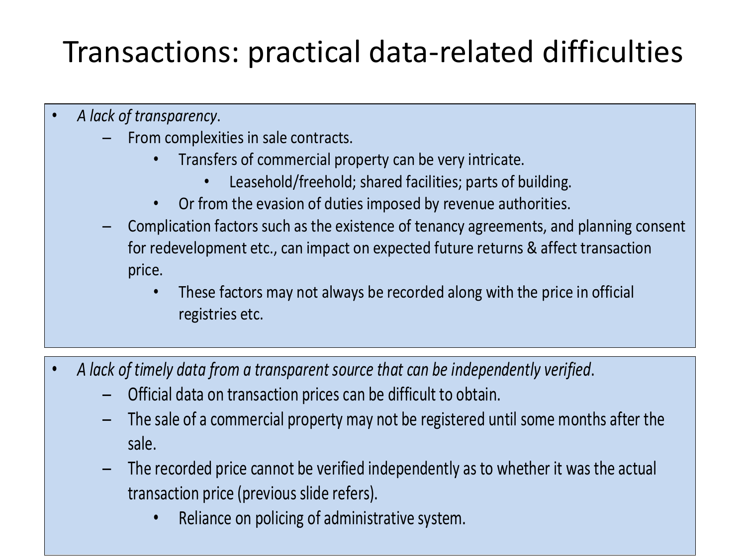# Transactions: practical data-related difficulties

- *A lack of transparency*.
  - From complexities in sale contracts.
    - Transfers of commercial property can be very intricate.
      - Leasehold/freehold; shared facilities; parts of building.
    - Or from the evasion of duties imposed by revenue authorities.
  - Complication factors such as the existence of tenancy agreements, and planning consent for redevelopment etc., can impact on expected future returns & affect transaction price.
    - These factors may not always be recorded along with the price in official registries etc.

- *A lack of timely data from a transparent source that can be independently verified*.
  - Official data on transaction prices can be difficult to obtain.
  - The sale of a commercial property may not be registered until some months after the sale.
  - The recorded price cannot be verified independently as to whether it was the actual transaction price (previous slide refers).
    - Reliance on policing of administrative system.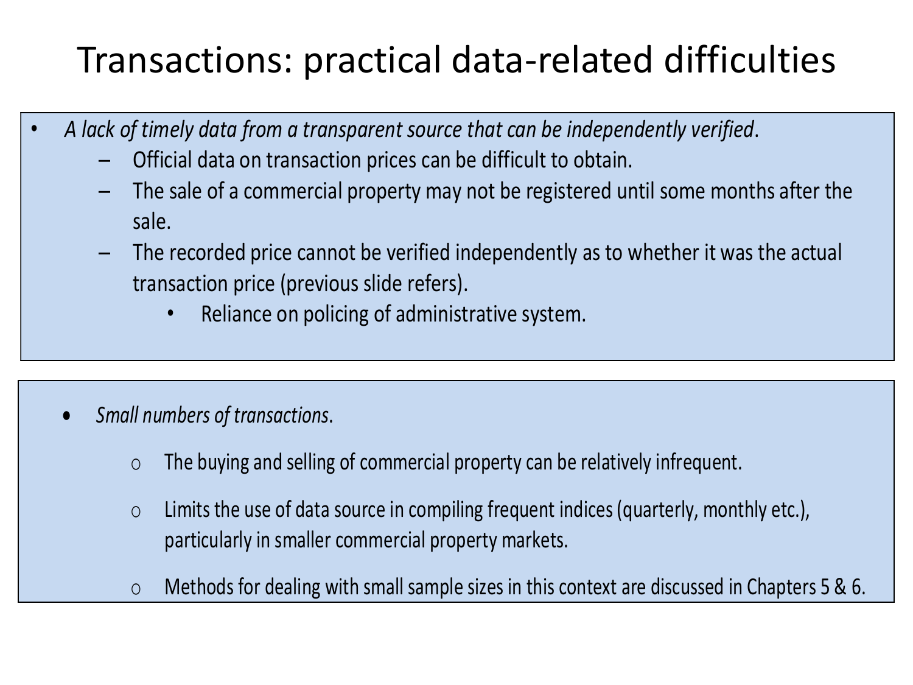# Transactions: practical data-related difficulties

- *A lack of timely data from a transparent source that can be independently verified*.
  - Official data on transaction prices can be difficult to obtain.
  - The sale of a commercial property may not be registered until some months after the sale.
  - The recorded price cannot be verified independently as to whether it was the actual transaction price (previous slide refers).
    - Reliance on policing of administrative system.

- *Small numbers of transactions*.
  - The buying and selling of commercial property can be relatively infrequent.
  - Limits the use of data source in compiling frequent indices (quarterly, monthly etc.), particularly in smaller commercial property markets.
  - Methods for dealing with small sample sizes in this context are discussed in Chapters 5 & 6.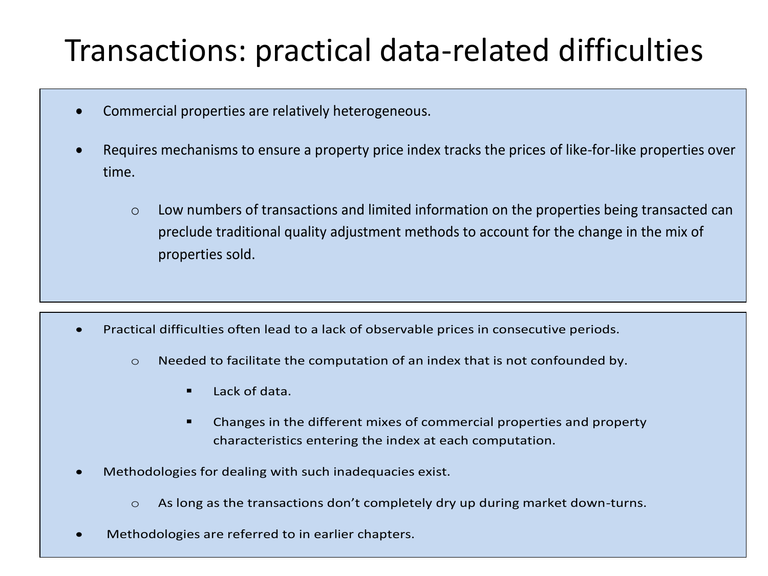# Transactions: practical data-related difficulties

- Commercial properties are relatively heterogeneous.
- Requires mechanisms to ensure a property price index tracks the prices of like-for-like properties over time.
  - Low numbers of transactions and limited information on the properties being transacted can preclude traditional quality adjustment methods to account for the change in the mix of properties sold.

- Practical difficulties often lead to a lack of observable prices in consecutive periods.
  - Needed to facilitate the computation of an index that is not confounded by.
    - Lack of data.
    - Changes in the different mixes of commercial properties and property characteristics entering the index at each computation.
- Methodologies for dealing with such inadequacies exist.
  - As long as the transactions don't completely dry up during market down-turns.
- Methodologies are referred to in earlier chapters.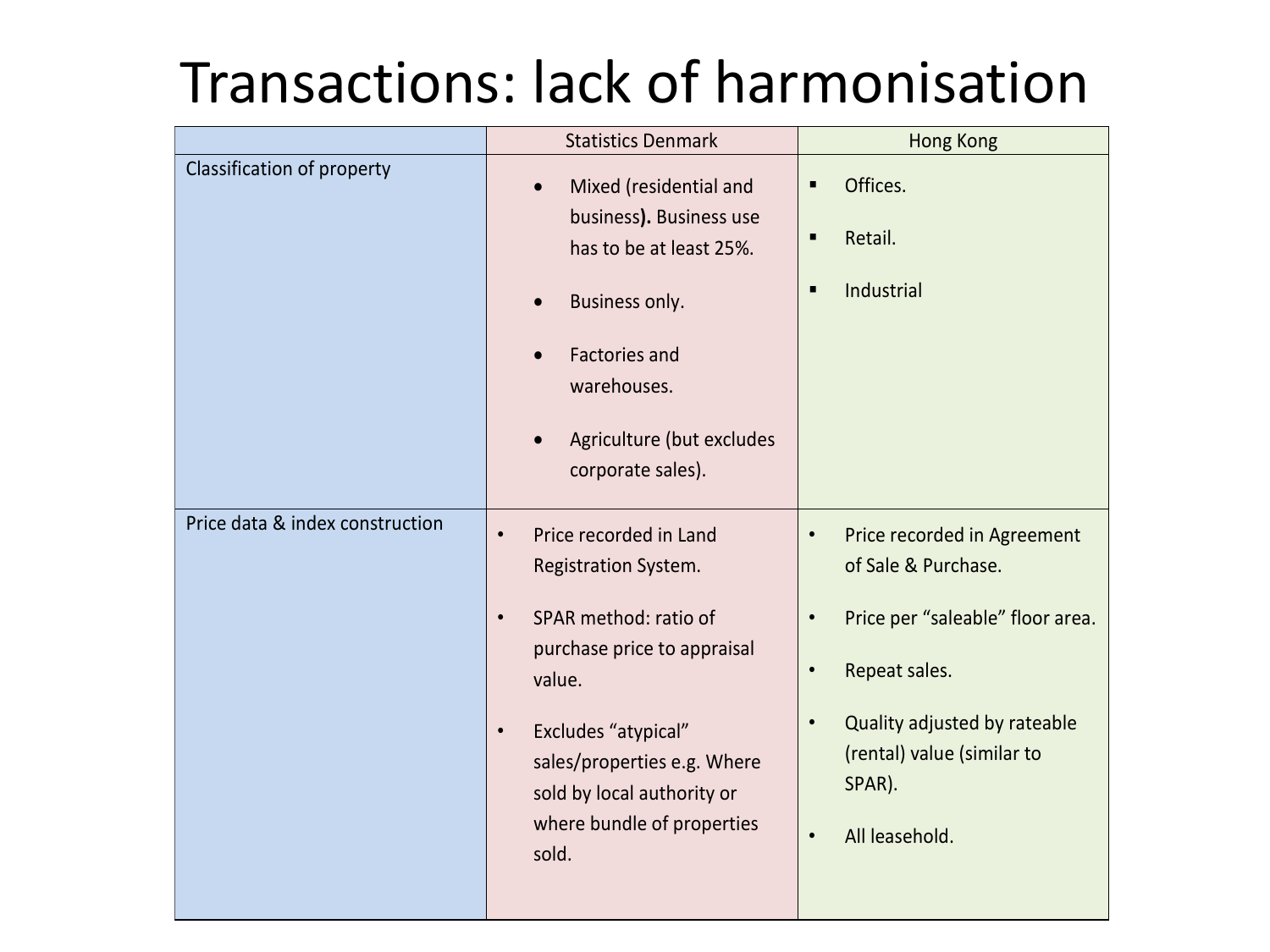# Transactions: lack of harmonisation

| | Statistics Denmark | Hong Kong |
|---|---|---|
| Classification of property | • Mixed (residential and business**).** Business use has to be at least 25%.<br>• Business only.<br>• Factories and warehouses.<br>• Agriculture (but excludes corporate sales). | ▪ Offices.<br>▪ Retail.<br>▪ Industrial |
| Price data & index construction | • Price recorded in Land Registration System.<br>• SPAR method: ratio of purchase price to appraisal value.<br>• Excludes "atypical" sales/properties e.g. Where sold by local authority or where bundle of properties sold. | • Price recorded in Agreement of Sale & Purchase.<br>• Price per "saleable" floor area.<br>• Repeat sales.<br>• Quality adjusted by rateable (rental) value (similar to SPAR).<br>• All leasehold. |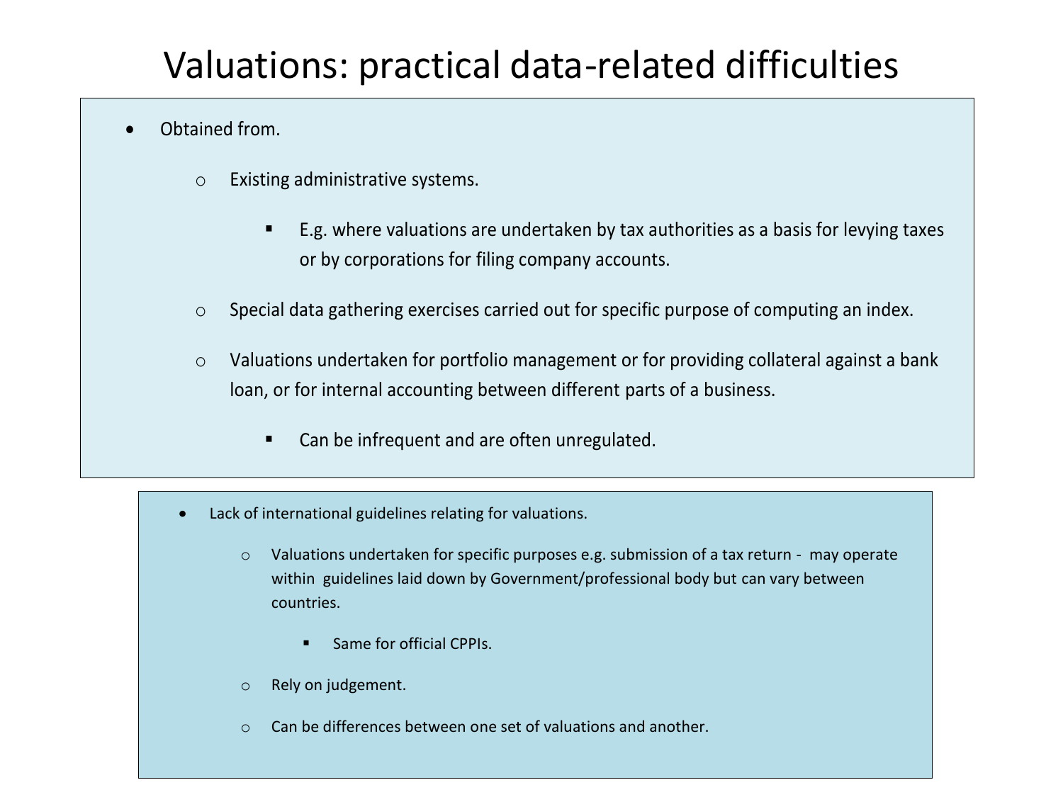# Valuations: practical data-related difficulties

- Obtained from.
  - Existing administrative systems.
    - E.g. where valuations are undertaken by tax authorities as a basis for levying taxes or by corporations for filing company accounts.
  - Special data gathering exercises carried out for specific purpose of computing an index.
  - Valuations undertaken for portfolio management or for providing collateral against a bank loan, or for internal accounting between different parts of a business.
    - Can be infrequent and are often unregulated.

- Lack of international guidelines relating for valuations.
  - Valuations undertaken for specific purposes e.g. submission of a tax return - may operate within guidelines laid down by Government/professional body but can vary between countries.
    - Same for official CPPIs.
  - Rely on judgement.
  - Can be differences between one set of valuations and another.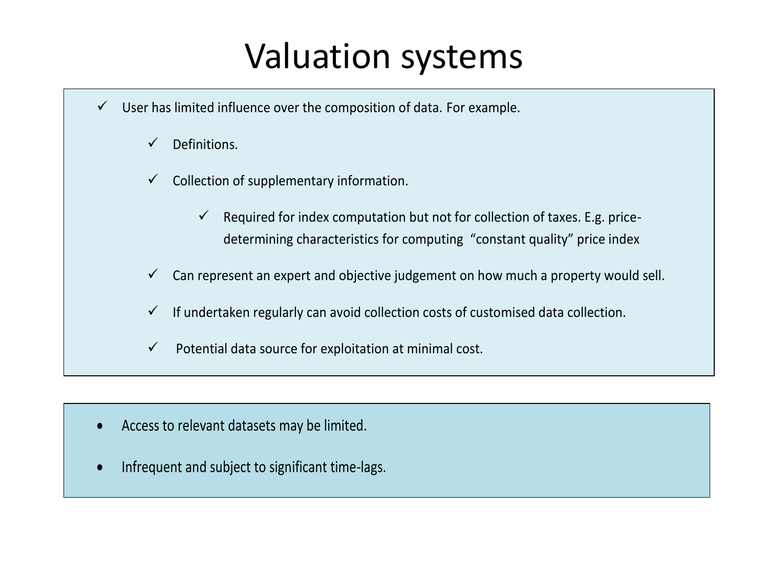# Valuation systems

- ✓ User has limited influence over the composition of data. For example.
  - ✓ Definitions.
  - ✓ Collection of supplementary information.
    - ✓ Required for index computation but not for collection of taxes. E.g. price-determining characteristics for computing "constant quality" price index
  - ✓ Can represent an expert and objective judgement on how much a property would sell.
  - ✓ If undertaken regularly can avoid collection costs of customised data collection.
  - ✓ Potential data source for exploitation at minimal cost.

- Access to relevant datasets may be limited.
- Infrequent and subject to significant time-lags.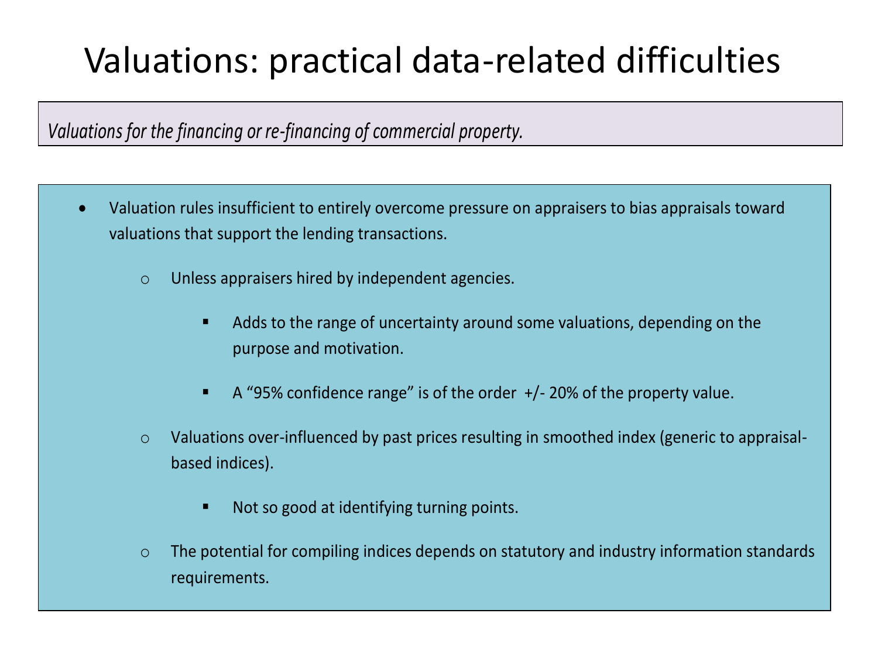# Valuations: practical data-related difficulties

*Valuations for the financing or re-financing of commercial property.*

- Valuation rules insufficient to entirely overcome pressure on appraisers to bias appraisals toward valuations that support the lending transactions.
    - Unless appraisers hired by independent agencies.
        - Adds to the range of uncertainty around some valuations, depending on the purpose and motivation.
        - A "95% confidence range" is of the order +/- 20% of the property value.
    - Valuations over-influenced by past prices resulting in smoothed index (generic to appraisal-based indices).
        - Not so good at identifying turning points.
    - The potential for compiling indices depends on statutory and industry information standards requirements.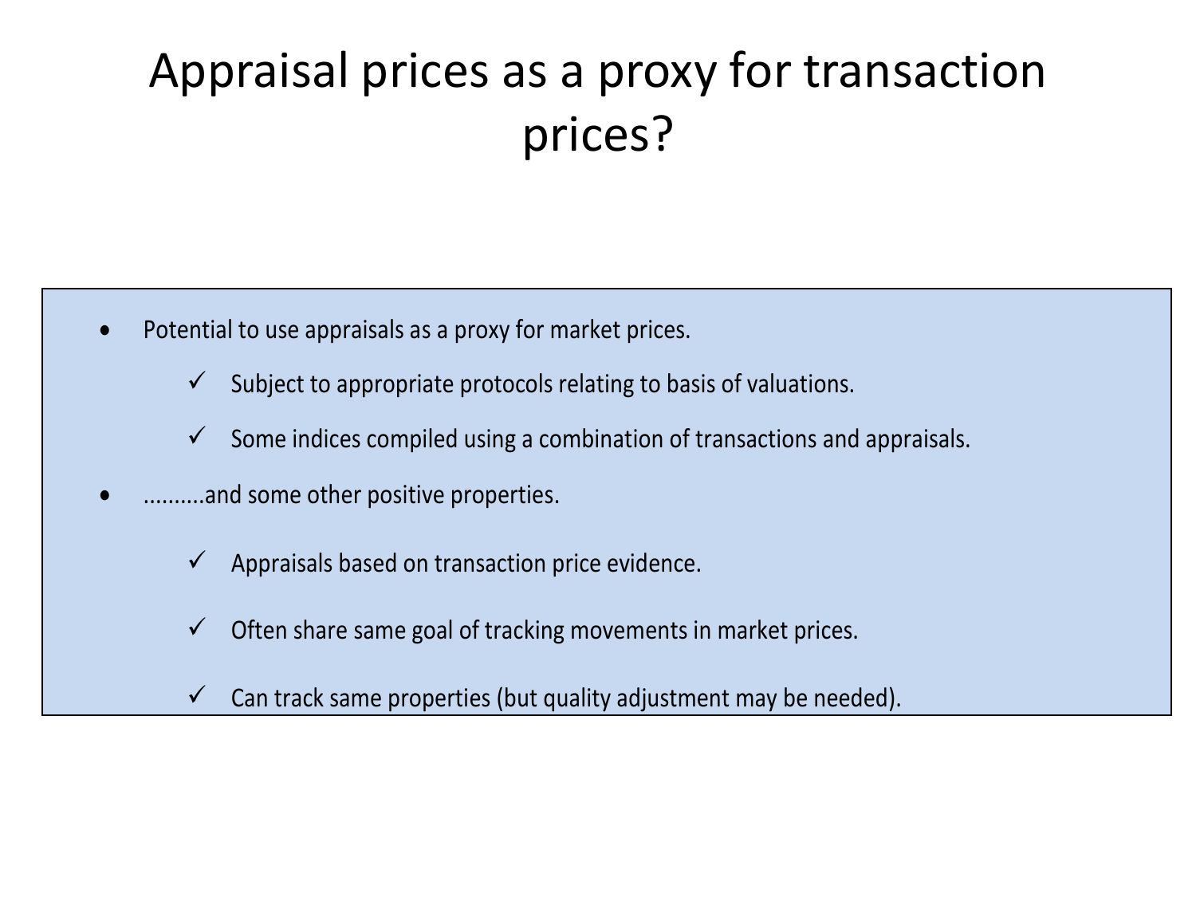# Appraisal prices as a proxy for transaction prices?

- Potential to use appraisals as a proxy for market prices.
  - ✓ Subject to appropriate protocols relating to basis of valuations.
  - ✓ Some indices compiled using a combination of transactions and appraisals.
- ..........and some other positive properties.
  - ✓ Appraisals based on transaction price evidence.
  - ✓ Often share same goal of tracking movements in market prices.
  - ✓ Can track same properties (but quality adjustment may be needed).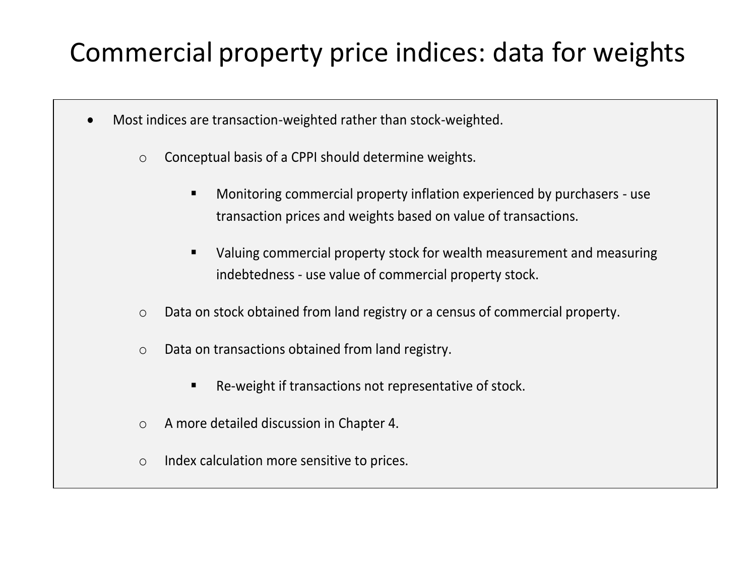# Commercial property price indices: data for weights

- Most indices are transaction-weighted rather than stock-weighted.
  - Conceptual basis of a CPPI should determine weights.
    - Monitoring commercial property inflation experienced by purchasers - use transaction prices and weights based on value of transactions.
    - Valuing commercial property stock for wealth measurement and measuring indebtedness - use value of commercial property stock.
  - Data on stock obtained from land registry or a census of commercial property.
  - Data on transactions obtained from land registry.
    - Re-weight if transactions not representative of stock.
  - A more detailed discussion in Chapter 4.
  - Index calculation more sensitive to prices.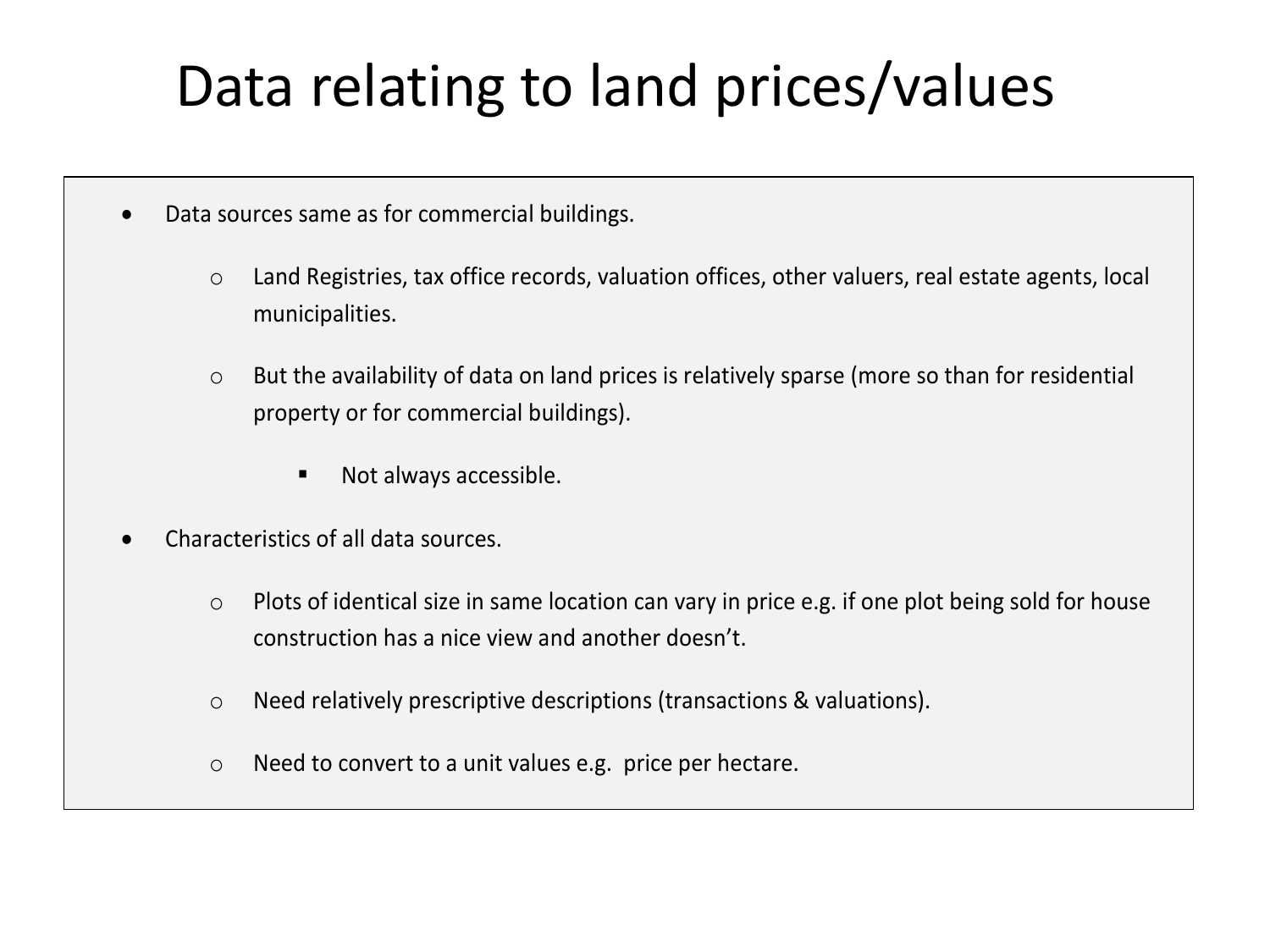# Data relating to land prices/values

- Data sources same as for commercial buildings.
  - Land Registries, tax office records, valuation offices, other valuers, real estate agents, local municipalities.
  - But the availability of data on land prices is relatively sparse (more so than for residential property or for commercial buildings).
    - Not always accessible.
- Characteristics of all data sources.
  - Plots of identical size in same location can vary in price e.g. if one plot being sold for house construction has a nice view and another doesn't.
  - Need relatively prescriptive descriptions (transactions & valuations).
  - Need to convert to a unit values e.g. price per hectare.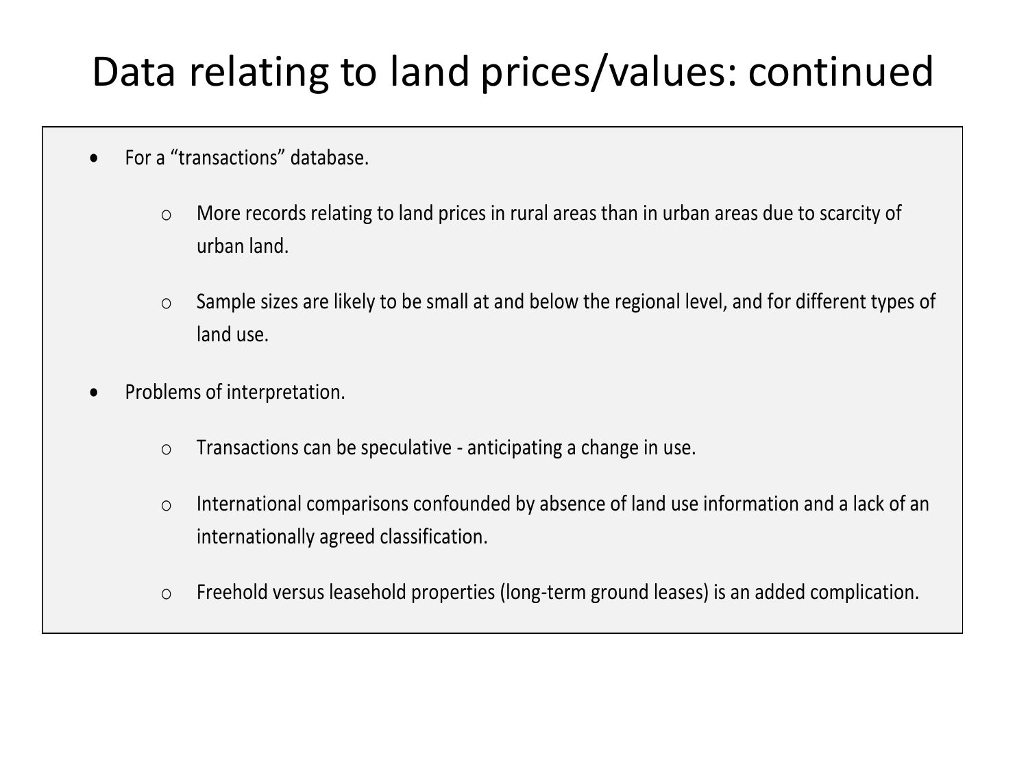# Data relating to land prices/values: continued

- For a “transactions” database.
  - More records relating to land prices in rural areas than in urban areas due to scarcity of urban land.
  - Sample sizes are likely to be small at and below the regional level, and for different types of land use.
- Problems of interpretation.
  - Transactions can be speculative - anticipating a change in use.
  - International comparisons confounded by absence of land use information and a lack of an internationally agreed classification.
  - Freehold versus leasehold properties (long-term ground leases) is an added complication.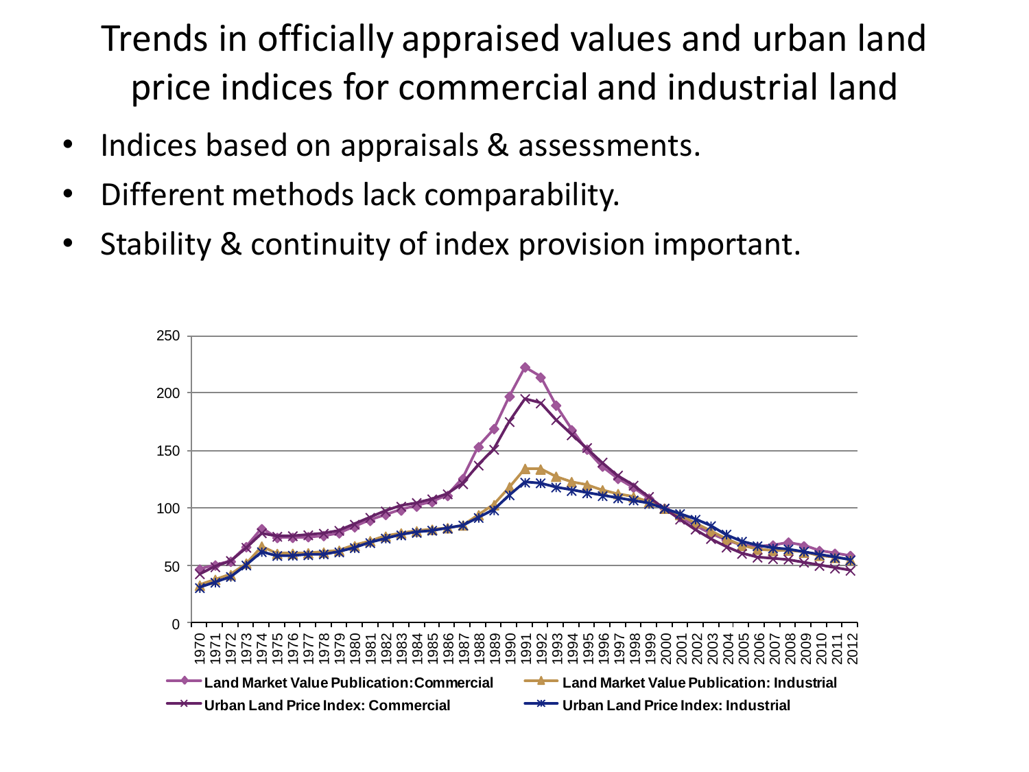# Trends in officially appraised values and urban land price indices for commercial and industrial land

- Indices based on appraisals & assessments.
- Different methods lack comparability.
- Stability & continuity of index provision important.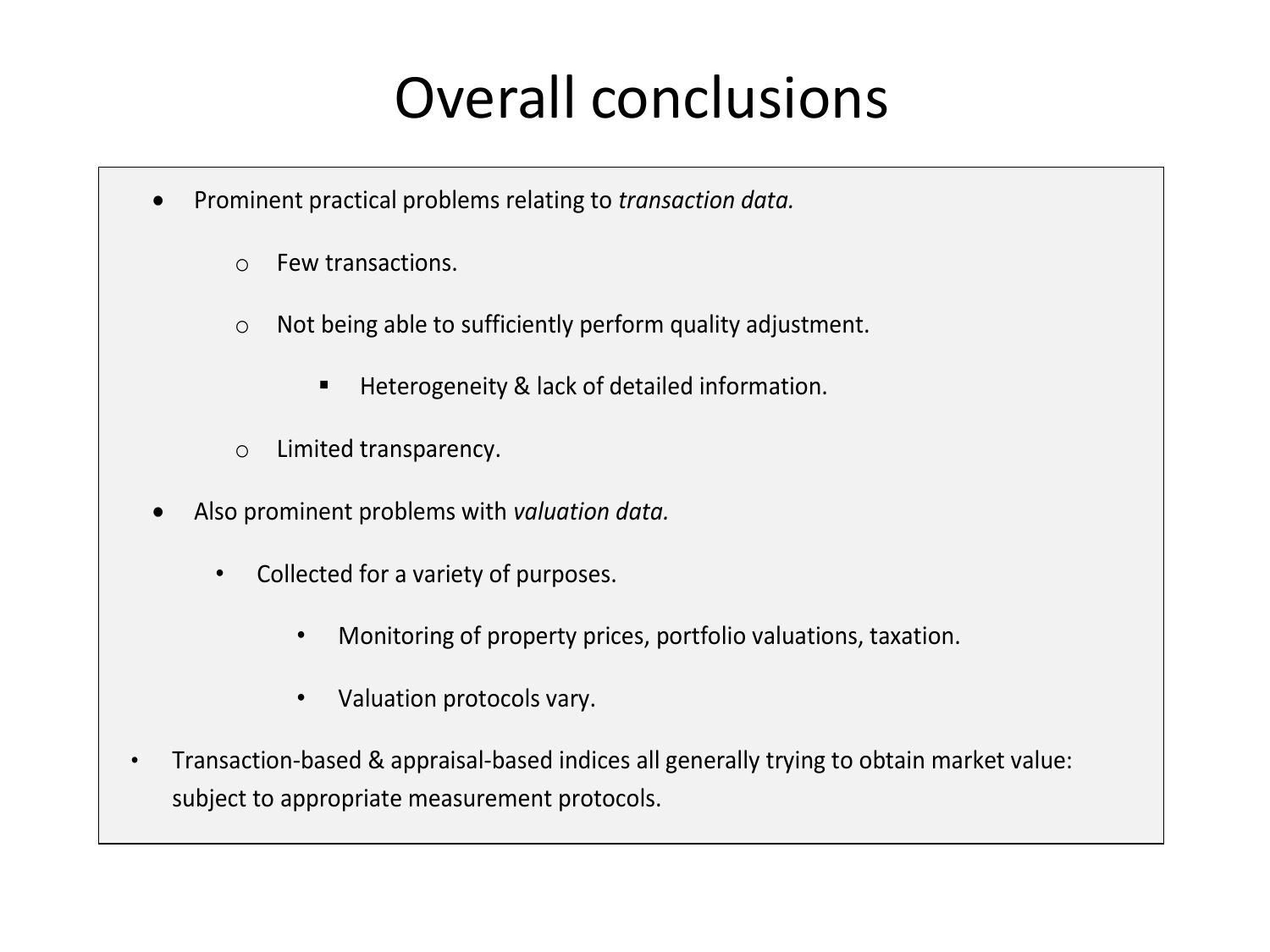# Overall conclusions

- Prominent practical problems relating to *transaction data.*
    - Few transactions.
    - Not being able to sufficiently perform quality adjustment.
        - Heterogeneity & lack of detailed information.
    - Limited transparency.
- Also prominent problems with *valuation data.*
    - Collected for a variety of purposes.
        - Monitoring of property prices, portfolio valuations, taxation.
        - Valuation protocols vary.
- Transaction-based & appraisal-based indices all generally trying to obtain market value: subject to appropriate measurement protocols.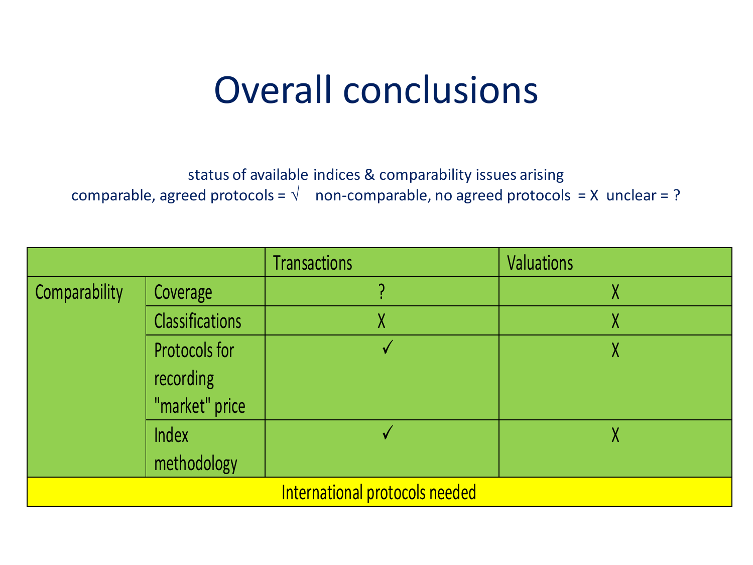# Overall conclusions

status of available indices & comparability issues arising

comparable, agreed protocols = √ non-comparable, no agreed protocols = X unclear = ?

| | | Transactions | Valuations |
|---|---|---|---|
| Comparability | Coverage | ? | X |
| | Classifications | X | X |
| | Protocols for recording "market" price | ✓ | X |
| | Index methodology | ✓ | X |
| International protocols needed | | | |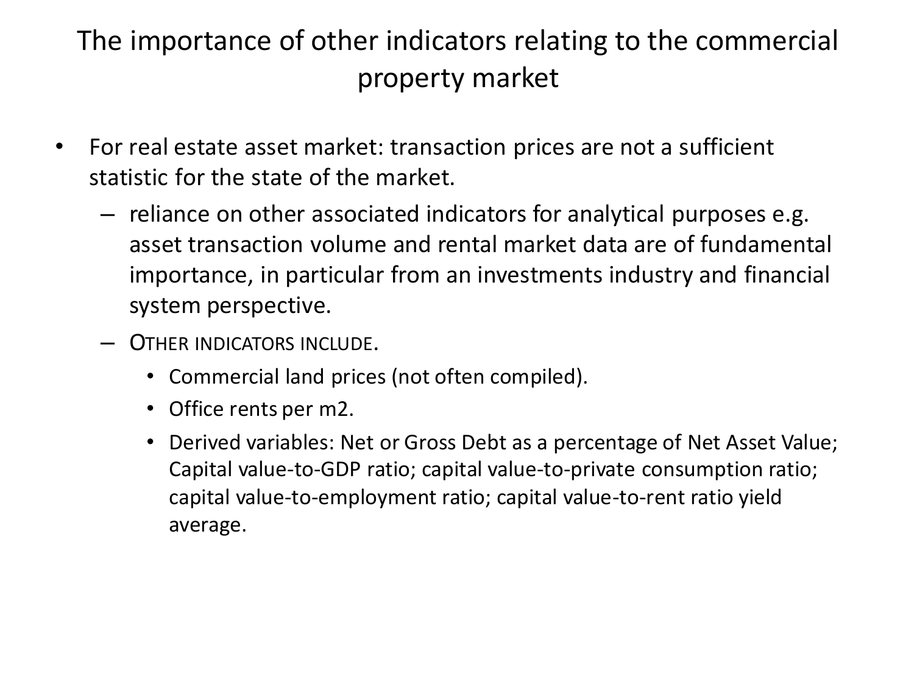# The importance of other indicators relating to the commercial property market

- For real estate asset market: transaction prices are not a sufficient statistic for the state of the market.
  - reliance on other associated indicators for analytical purposes e.g. asset transaction volume and rental market data are of fundamental importance, in particular from an investments industry and financial system perspective.
  - OTHER INDICATORS INCLUDE.
    - Commercial land prices (not often compiled).
    - Office rents per m2.
    - Derived variables: Net or Gross Debt as a percentage of Net Asset Value; Capital value-to-GDP ratio; capital value-to-private consumption ratio; capital value-to-employment ratio; capital value-to-rent ratio yield average.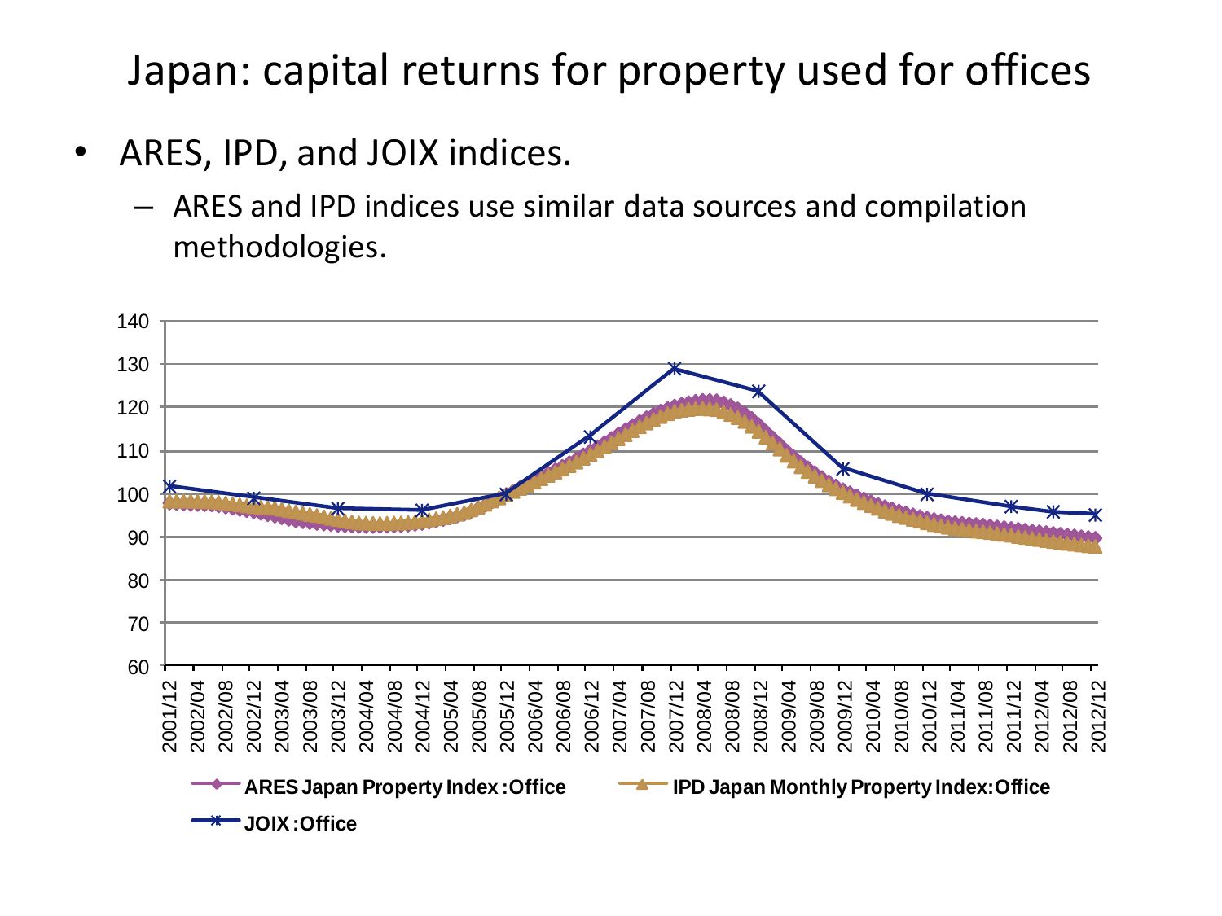# Japan: capital returns for property used for offices

- ARES, IPD, and JOIX indices.
  - ARES and IPD indices use similar data sources and compilation methodologies.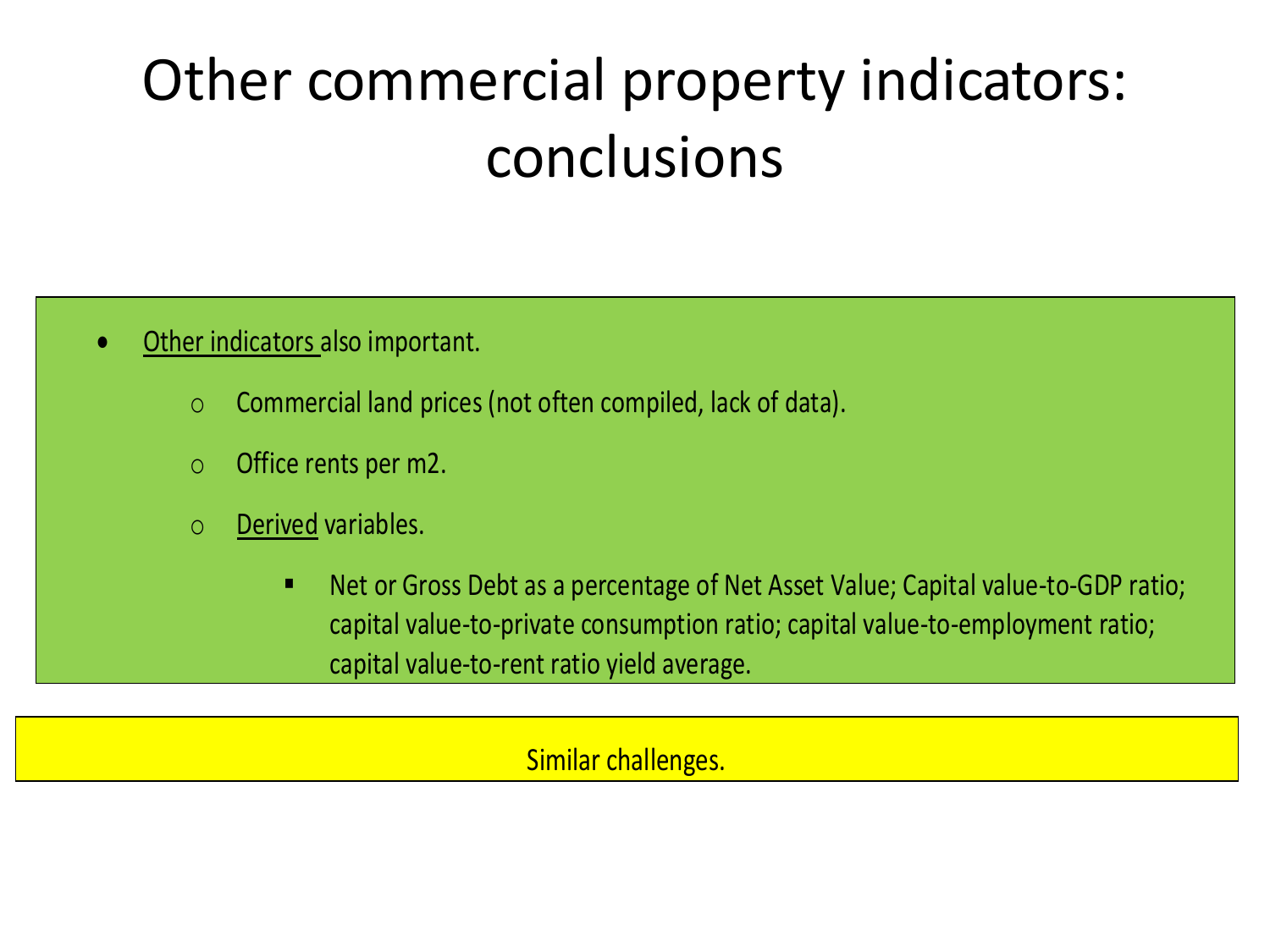# Other commercial property indicators: conclusions

- Other indicators also important.
  - Commercial land prices (not often compiled, lack of data).
  - Office rents per m2.
  - Derived variables.
    - Net or Gross Debt as a percentage of Net Asset Value; Capital value-to-GDP ratio; capital value-to-private consumption ratio; capital value-to-employment ratio; capital value-to-rent ratio yield average.

Similar challenges.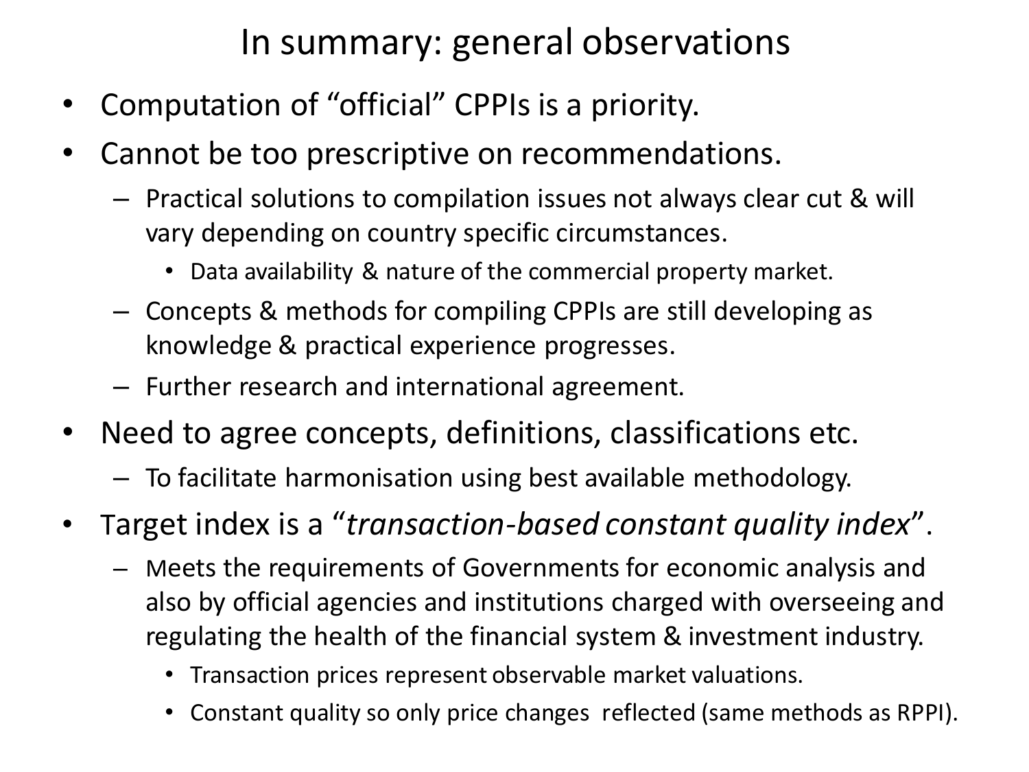# In summary: general observations

- Computation of "official" CPPIs is a priority.
- Cannot be too prescriptive on recommendations.
  - Practical solutions to compilation issues not always clear cut & will vary depending on country specific circumstances.
    - Data availability & nature of the commercial property market.
  - Concepts & methods for compiling CPPIs are still developing as knowledge & practical experience progresses.
  - Further research and international agreement.
- Need to agree concepts, definitions, classifications etc.
  - To facilitate harmonisation using best available methodology.
- Target index is a "*transaction-based constant quality index*".
  - Meets the requirements of Governments for economic analysis and also by official agencies and institutions charged with overseeing and regulating the health of the financial system & investment industry.
    - Transaction prices represent observable market valuations.
    - Constant quality so only price changes reflected (same methods as RPPI).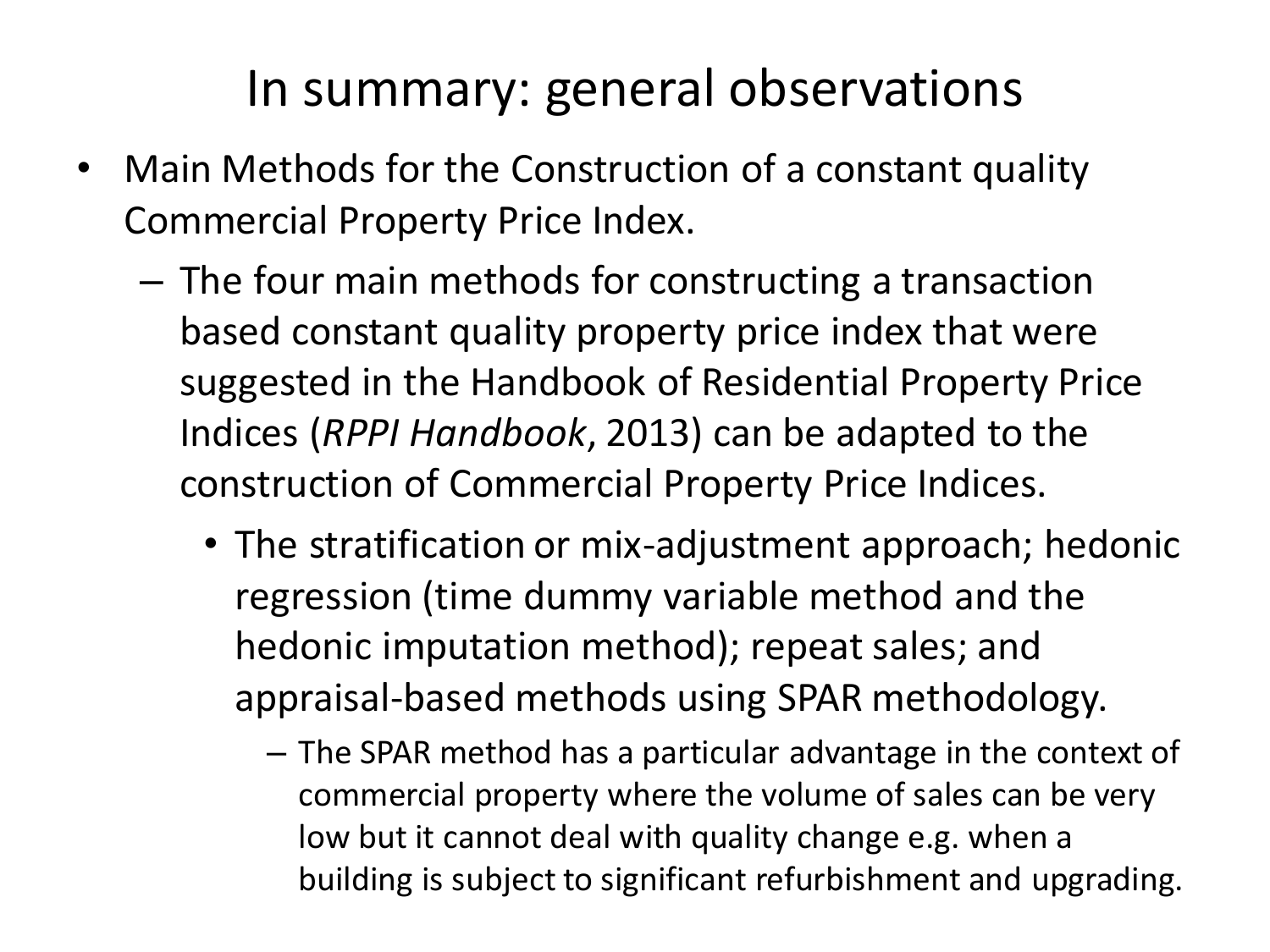# In summary: general observations

- Main Methods for the Construction of a constant quality Commercial Property Price Index.
  - The four main methods for constructing a transaction based constant quality property price index that were suggested in the Handbook of Residential Property Price Indices (*RPPI Handbook*, 2013) can be adapted to the construction of Commercial Property Price Indices.
    - The stratification or mix-adjustment approach; hedonic regression (time dummy variable method and the hedonic imputation method); repeat sales; and appraisal-based methods using SPAR methodology.
      - The SPAR method has a particular advantage in the context of commercial property where the volume of sales can be very low but it cannot deal with quality change e.g. when a building is subject to significant refurbishment and upgrading.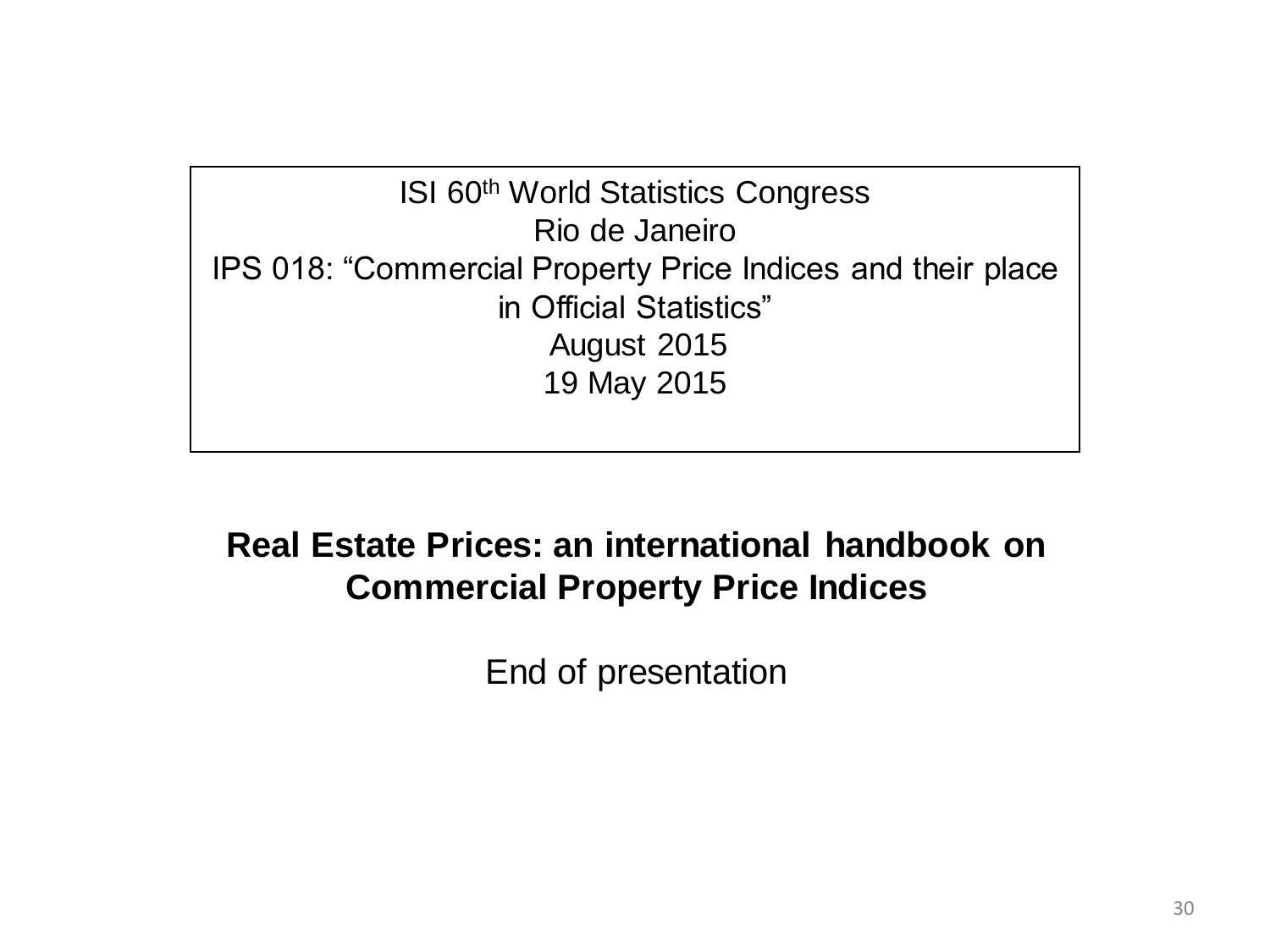ISI 60th World Statistics Congress
Rio de Janeiro
IPS 018: “Commercial Property Price Indices and their place in Official Statistics”
August 2015
19 May 2015

**Real Estate Prices: an international handbook on Commercial Property Price Indices**

End of presentation